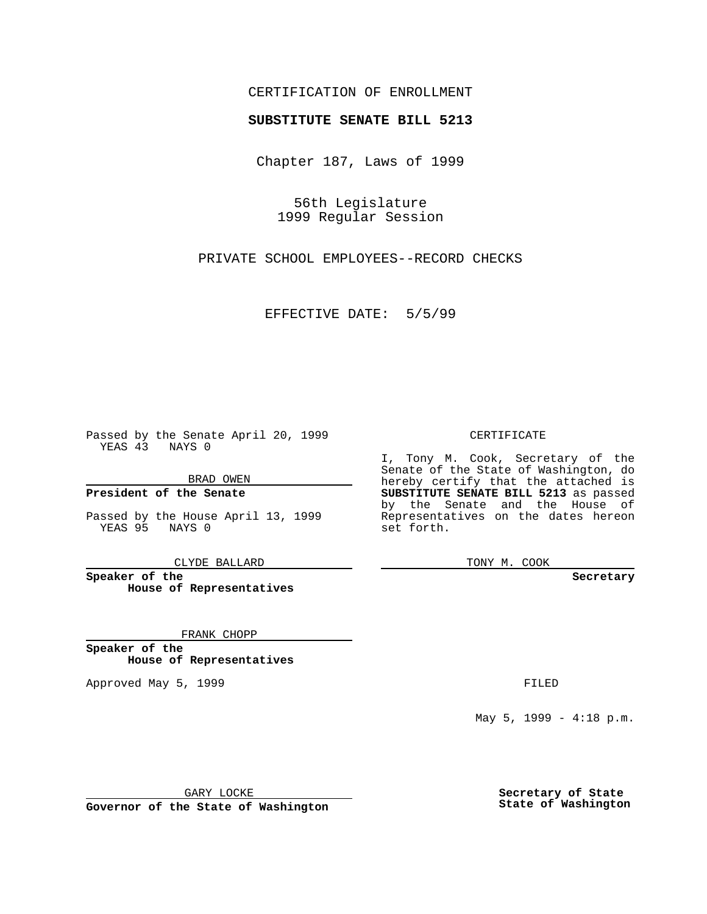CERTIFICATION OF ENROLLMENT

**SUBSTITUTE SENATE BILL 5213**

Chapter 187, Laws of 1999

56th Legislature
1999 Regular Session

PRIVATE SCHOOL EMPLOYEES--RECORD CHECKS

EFFECTIVE DATE: 5/5/99

Passed by the Senate April 20, 1999
YEAS 43 NAYS 0

BRAD OWEN

**President of the Senate**

Passed by the House April 13, 1999
YEAS 95 NAYS 0

CLYDE BALLARD

**Speaker of the House of Representatives**

FRANK CHOPP

**Speaker of the House of Representatives**

Approved May 5, 1999

GARY LOCKE

**Governor of the State of Washington**

CERTIFICATE

I, Tony M. Cook, Secretary of the Senate of the State of Washington, do hereby certify that the attached is **SUBSTITUTE SENATE BILL 5213** as passed by the Senate and the House of Representatives on the dates hereon set forth.

TONY M. COOK

**Secretary**

FILED

May 5, 1999 - 4:18 p.m.

**Secretary of State**
**State of Washington**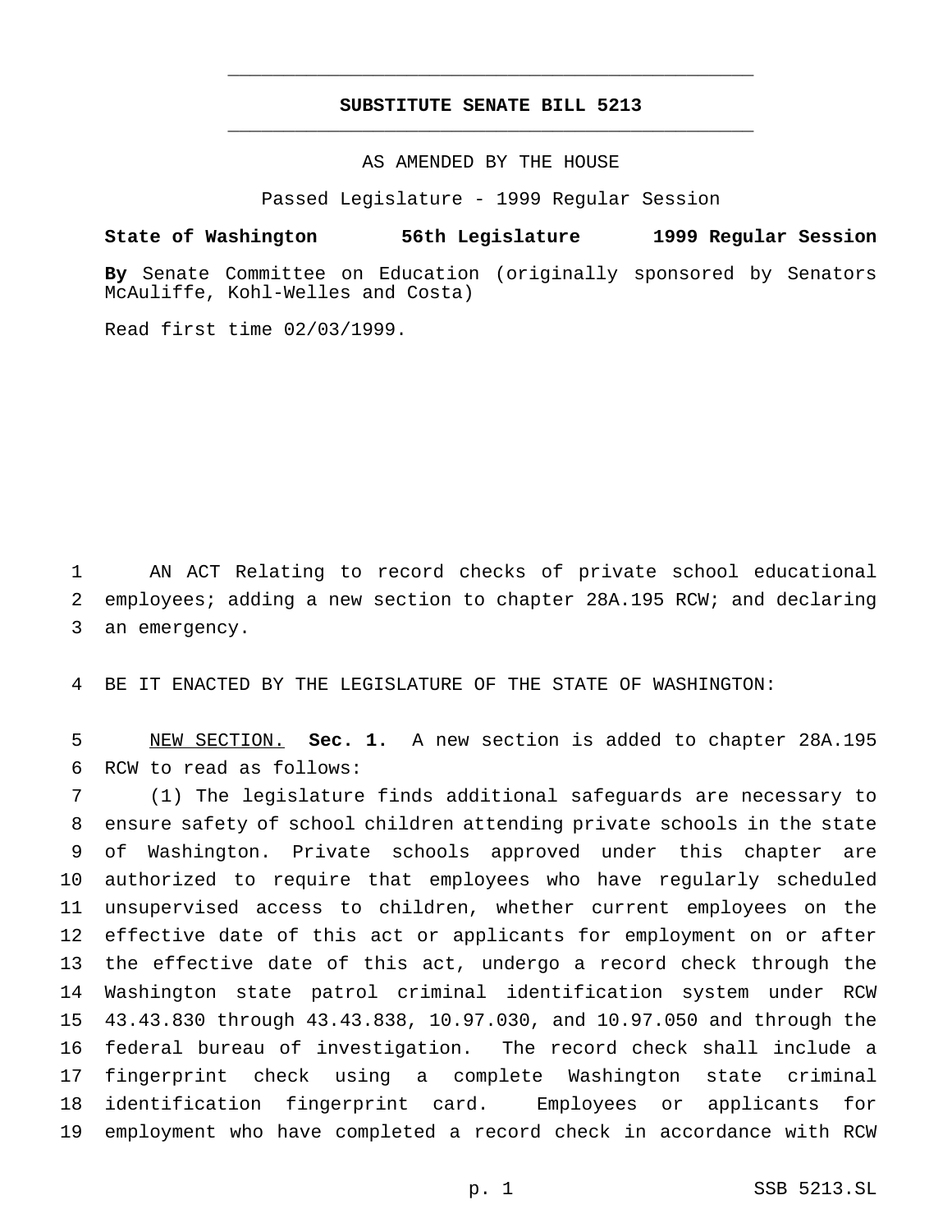# SUBSTITUTE SENATE BILL 5213

AS AMENDED BY THE HOUSE

Passed Legislature - 1999 Regular Session

**State of Washington 56th Legislature 1999 Regular Session**

**By** Senate Committee on Education (originally sponsored by Senators McAuliffe, Kohl-Welles and Costa)

Read first time 02/03/1999.

AN ACT Relating to record checks of private school educational employees; adding a new section to chapter 28A.195 RCW; and declaring an emergency.

BE IT ENACTED BY THE LEGISLATURE OF THE STATE OF WASHINGTON:

NEW SECTION. **Sec. 1.** A new section is added to chapter 28A.195 RCW to read as follows:

(1) The legislature finds additional safeguards are necessary to ensure safety of school children attending private schools in the state of Washington. Private schools approved under this chapter are authorized to require that employees who have regularly scheduled unsupervised access to children, whether current employees on the effective date of this act or applicants for employment on or after the effective date of this act, undergo a record check through the Washington state patrol criminal identification system under RCW 43.43.830 through 43.43.838, 10.97.030, and 10.97.050 and through the federal bureau of investigation. The record check shall include a fingerprint check using a complete Washington state criminal identification fingerprint card. Employees or applicants for employment who have completed a record check in accordance with RCW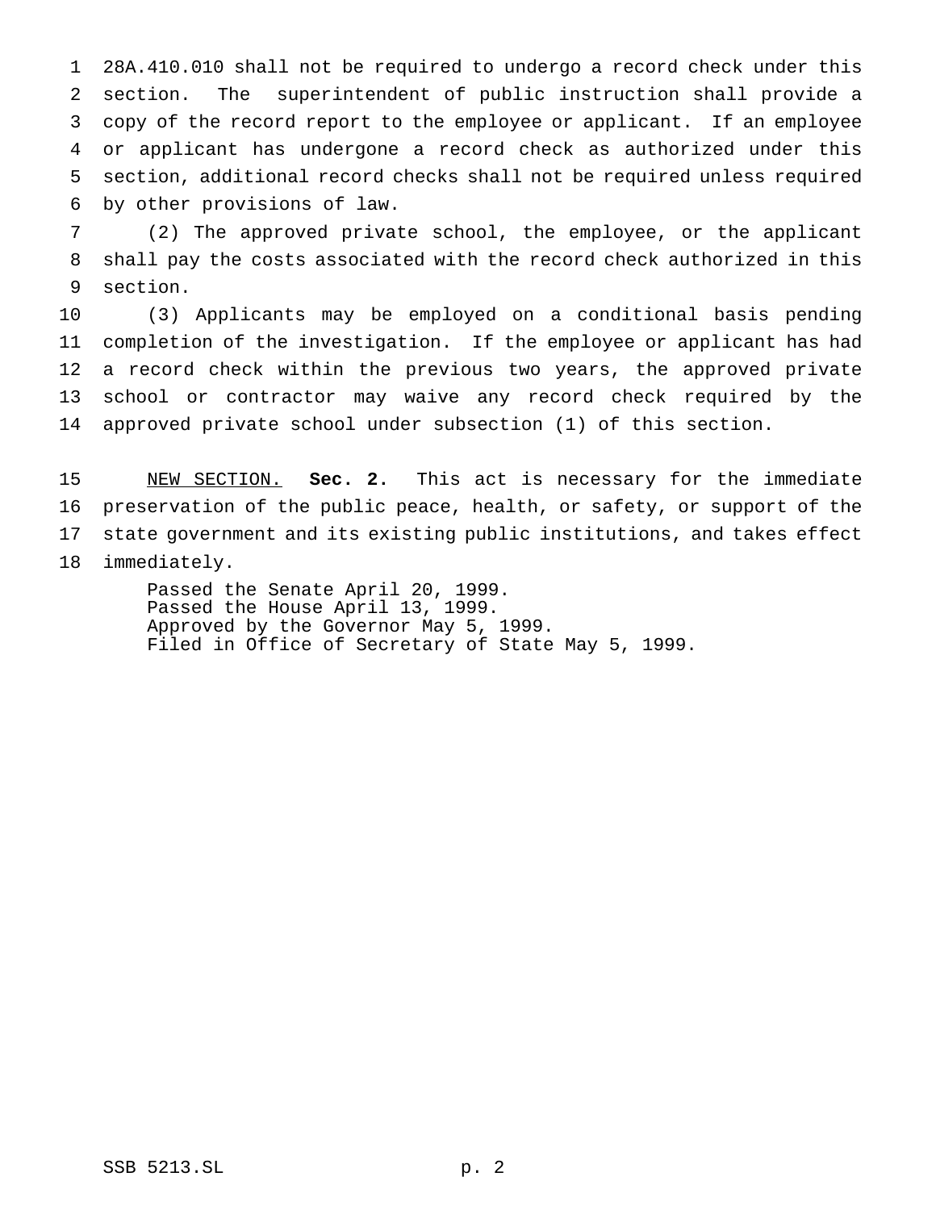28A.410.010 shall not be required to undergo a record check under this section. The superintendent of public instruction shall provide a copy of the record report to the employee or applicant. If an employee or applicant has undergone a record check as authorized under this section, additional record checks shall not be required unless required by other provisions of law.

(2) The approved private school, the employee, or the applicant shall pay the costs associated with the record check authorized in this section.

(3) Applicants may be employed on a conditional basis pending completion of the investigation. If the employee or applicant has had a record check within the previous two years, the approved private school or contractor may waive any record check required by the approved private school under subsection (1) of this section.

NEW SECTION. **Sec. 2.** This act is necessary for the immediate preservation of the public peace, health, or safety, or support of the state government and its existing public institutions, and takes effect immediately.

Passed the Senate April 20, 1999.
Passed the House April 13, 1999.
Approved by the Governor May 5, 1999.
Filed in Office of Secretary of State May 5, 1999.